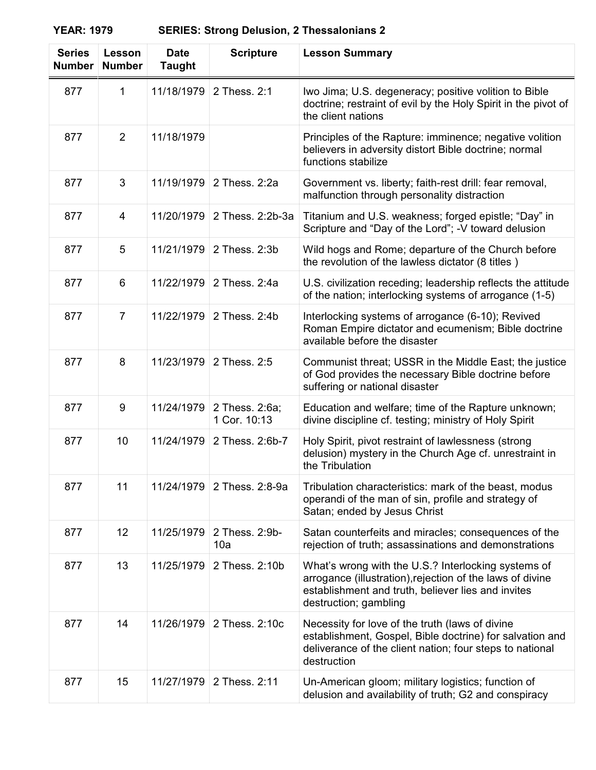**YEAR: 1979 SERIES: Strong Delusion, 2 Thessalonians 2**

| Series Number | Lesson Number | Date Taught | Scripture | Lesson Summary |
|---|---|---|---|---|
| 877 | 1 | 11/18/1979 | 2 Thess. 2:1 | Iwo Jima; U.S. degeneracy; positive volition to Bible doctrine; restraint of evil by the Holy Spirit in the pivot of the client nations |
| 877 | 2 | 11/18/1979 | | Principles of the Rapture: imminence; negative volition believers in adversity distort Bible doctrine; normal functions stabilize |
| 877 | 3 | 11/19/1979 | 2 Thess. 2:2a | Government vs. liberty; faith-rest drill: fear removal, malfunction through personality distraction |
| 877 | 4 | 11/20/1979 | 2 Thess. 2:2b-3a | Titanium and U.S. weakness; forged epistle; “Day” in Scripture and “Day of the Lord”; -V toward delusion |
| 877 | 5 | 11/21/1979 | 2 Thess. 2:3b | Wild hogs and Rome; departure of the Church before the revolution of the lawless dictator (8 titles ) |
| 877 | 6 | 11/22/1979 | 2 Thess. 2:4a | U.S. civilization receding; leadership reflects the attitude of the nation; interlocking systems of arrogance (1-5) |
| 877 | 7 | 11/22/1979 | 2 Thess. 2:4b | Interlocking systems of arrogance (6-10); Revived Roman Empire dictator and ecumenism; Bible doctrine available before the disaster |
| 877 | 8 | 11/23/1979 | 2 Thess. 2:5 | Communist threat; USSR in the Middle East; the justice of God provides the necessary Bible doctrine before suffering or national disaster |
| 877 | 9 | 11/24/1979 | 2 Thess. 2:6a; 1 Cor. 10:13 | Education and welfare; time of the Rapture unknown; divine discipline cf. testing; ministry of Holy Spirit |
| 877 | 10 | 11/24/1979 | 2 Thess. 2:6b-7 | Holy Spirit, pivot restraint of lawlessness (strong delusion) mystery in the Church Age cf. unrestraint in the Tribulation |
| 877 | 11 | 11/24/1979 | 2 Thess. 2:8-9a | Tribulation characteristics: mark of the beast, modus operandi of the man of sin, profile and strategy of Satan; ended by Jesus Christ |
| 877 | 12 | 11/25/1979 | 2 Thess. 2:9b-10a | Satan counterfeits and miracles; consequences of the rejection of truth; assassinations and demonstrations |
| 877 | 13 | 11/25/1979 | 2 Thess. 2:10b | What’s wrong with the U.S.? Interlocking systems of arrogance (illustration),rejection of the laws of divine establishment and truth, believer lies and invites destruction; gambling |
| 877 | 14 | 11/26/1979 | 2 Thess. 2:10c | Necessity for love of the truth (laws of divine establishment, Gospel, Bible doctrine) for salvation and deliverance of the client nation; four steps to national destruction |
| 877 | 15 | 11/27/1979 | 2 Thess. 2:11 | Un-American gloom; military logistics; function of delusion and availability of truth; G2 and conspiracy |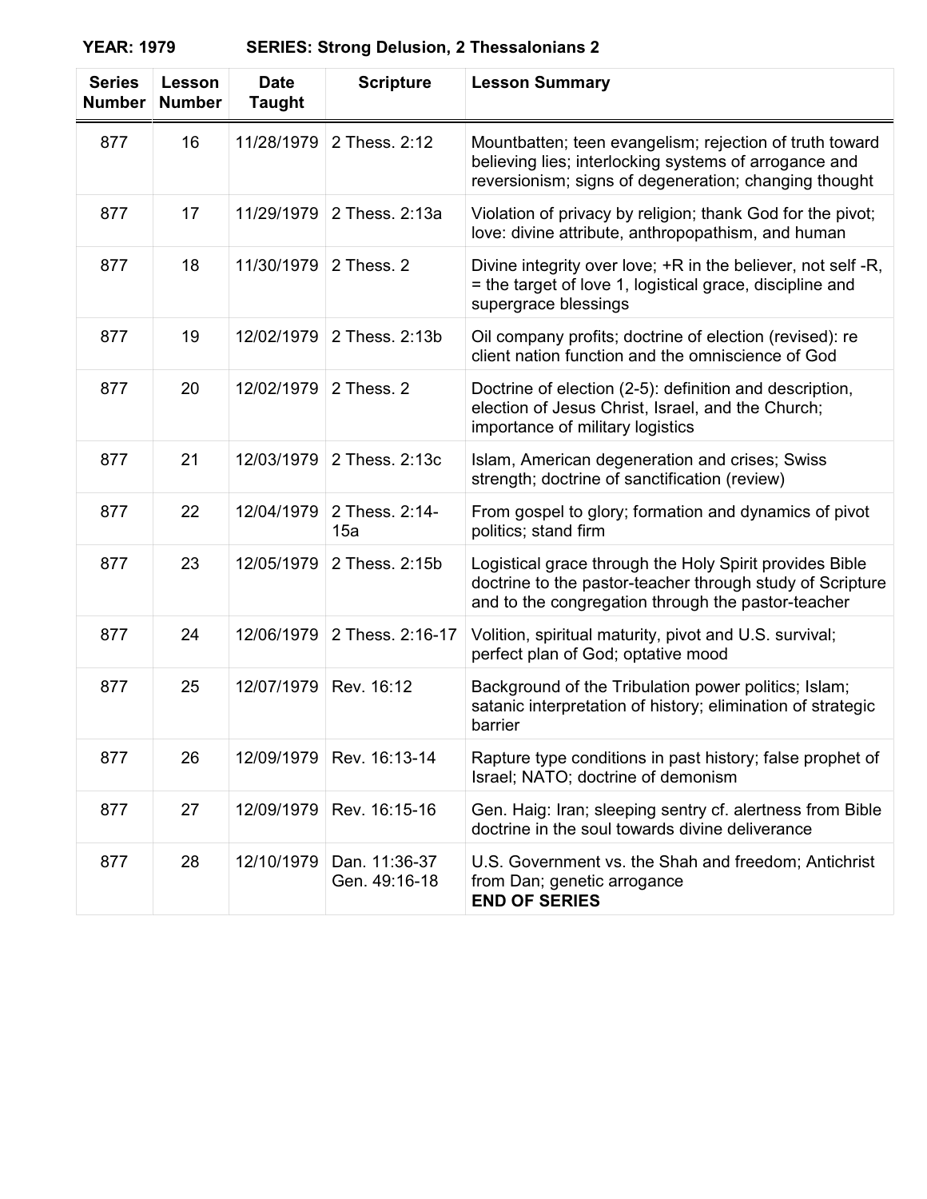**YEAR: 1979 SERIES: Strong Delusion, 2 Thessalonians 2**

| Series Number | Lesson Number | Date Taught | Scripture | Lesson Summary |
|---|---|---|---|---|
| 877 | 16 | 11/28/1979 | 2 Thess. 2:12 | Mountbatten; teen evangelism; rejection of truth toward believing lies; interlocking systems of arrogance and reversionism; signs of degeneration; changing thought |
| 877 | 17 | 11/29/1979 | 2 Thess. 2:13a | Violation of privacy by religion; thank God for the pivot; love: divine attribute, anthropopathism, and human |
| 877 | 18 | 11/30/1979 | 2 Thess. 2 | Divine integrity over love; +R in the believer, not self -R, = the target of love 1, logistical grace, discipline and supergrace blessings |
| 877 | 19 | 12/02/1979 | 2 Thess. 2:13b | Oil company profits; doctrine of election (revised): re client nation function and the omniscience of God |
| 877 | 20 | 12/02/1979 | 2 Thess. 2 | Doctrine of election (2-5): definition and description, election of Jesus Christ, Israel, and the Church; importance of military logistics |
| 877 | 21 | 12/03/1979 | 2 Thess. 2:13c | Islam, American degeneration and crises; Swiss strength; doctrine of sanctification (review) |
| 877 | 22 | 12/04/1979 | 2 Thess. 2:14-15a | From gospel to glory; formation and dynamics of pivot politics; stand firm |
| 877 | 23 | 12/05/1979 | 2 Thess. 2:15b | Logistical grace through the Holy Spirit provides Bible doctrine to the pastor-teacher through study of Scripture and to the congregation through the pastor-teacher |
| 877 | 24 | 12/06/1979 | 2 Thess. 2:16-17 | Volition, spiritual maturity, pivot and U.S. survival; perfect plan of God; optative mood |
| 877 | 25 | 12/07/1979 | Rev. 16:12 | Background of the Tribulation power politics; Islam; satanic interpretation of history; elimination of strategic barrier |
| 877 | 26 | 12/09/1979 | Rev. 16:13-14 | Rapture type conditions in past history; false prophet of Israel; NATO; doctrine of demonism |
| 877 | 27 | 12/09/1979 | Rev. 16:15-16 | Gen. Haig: Iran; sleeping sentry cf. alertness from Bible doctrine in the soul towards divine deliverance |
| 877 | 28 | 12/10/1979 | Dan. 11:36-37 Gen. 49:16-18 | U.S. Government vs. the Shah and freedom; Antichrist from Dan; genetic arrogance **END OF SERIES** |